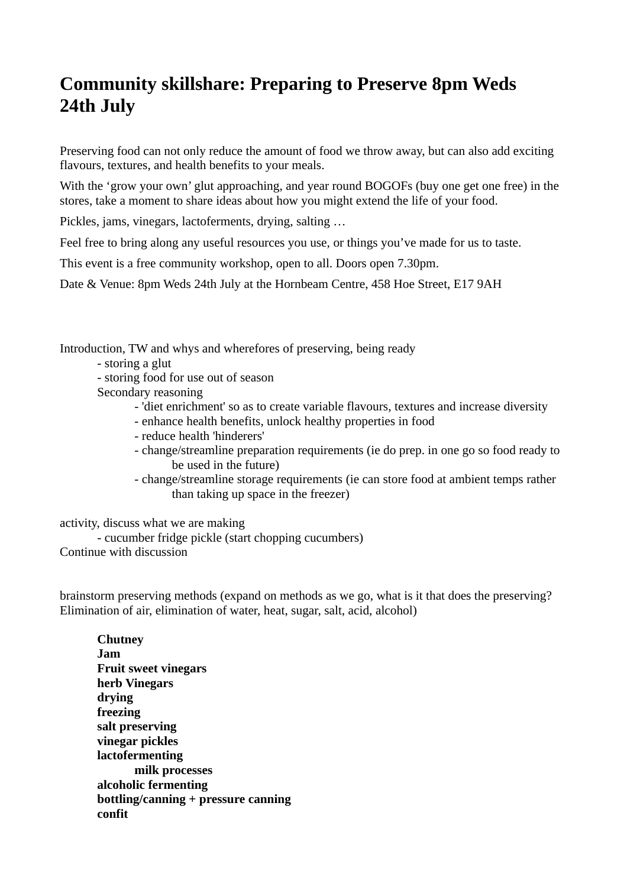# Community skillshare: Preparing to Preserve 8pm Weds 24th July

Preserving food can not only reduce the amount of food we throw away, but can also add exciting flavours, textures, and health benefits to your meals.

With the 'grow your own' glut approaching, and year round BOGOFs (buy one get one free) in the stores, take a moment to share ideas about how you might extend the life of your food.

Pickles, jams, vinegars, lactoferments, drying, salting …

Feel free to bring along any useful resources you use, or things you've made for us to taste.

This event is a free community workshop, open to all. Doors open 7.30pm.

Date & Venue: 8pm Weds 24th July at the Hornbeam Centre, 458 Hoe Street, E17 9AH

Introduction, TW and whys and wherefores of preserving, being ready

- storing a glut
- storing food for use out of season

Secondary reasoning

- 'diet enrichment' so as to create variable flavours, textures and increase diversity
- enhance health benefits, unlock healthy properties in food
- reduce health 'hinderers'
- change/streamline preparation requirements (ie do prep. in one go so food ready to be used in the future)
- change/streamline storage requirements (ie can store food at ambient temps rather than taking up space in the freezer)

activity, discuss what we are making

- cucumber fridge pickle (start chopping cucumbers)

Continue with discussion

brainstorm preserving methods (expand on methods as we go, what is it that does the preserving? Elimination of air, elimination of water, heat, sugar, salt, acid, alcohol)

**Chutney**
**Jam**
**Fruit sweet vinegars**
**herb Vinegars**
**drying**
**freezing**
**salt preserving**
**vinegar pickles**
**lactofermenting**
- **milk processes**

**alcoholic fermenting**
**bottling/canning + pressure canning**
**confit**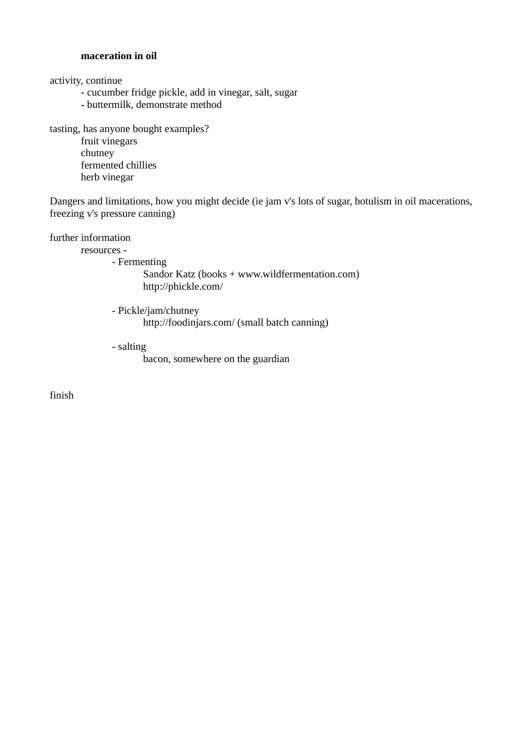**maceration in oil**

activity, continue

- cucumber fridge pickle, add in vinegar, salt, sugar
- buttermilk, demonstrate method

tasting, has anyone bought examples?

- fruit vinegars
- chutney
- fermented chillies
- herb vinegar

Dangers and limitations, how you might decide (ie jam v's lots of sugar, botulism in oil macerations, freezing v's pressure canning)

further information

- resources -
  - Fermenting
    - Sandor Katz (books + www.wildfermentation.com)
    - http://phickle.com/
  - Pickle/jam/chutney
    - http://foodinjars.com/ (small batch canning)
  - salting
    - bacon, somewhere on the guardian

finish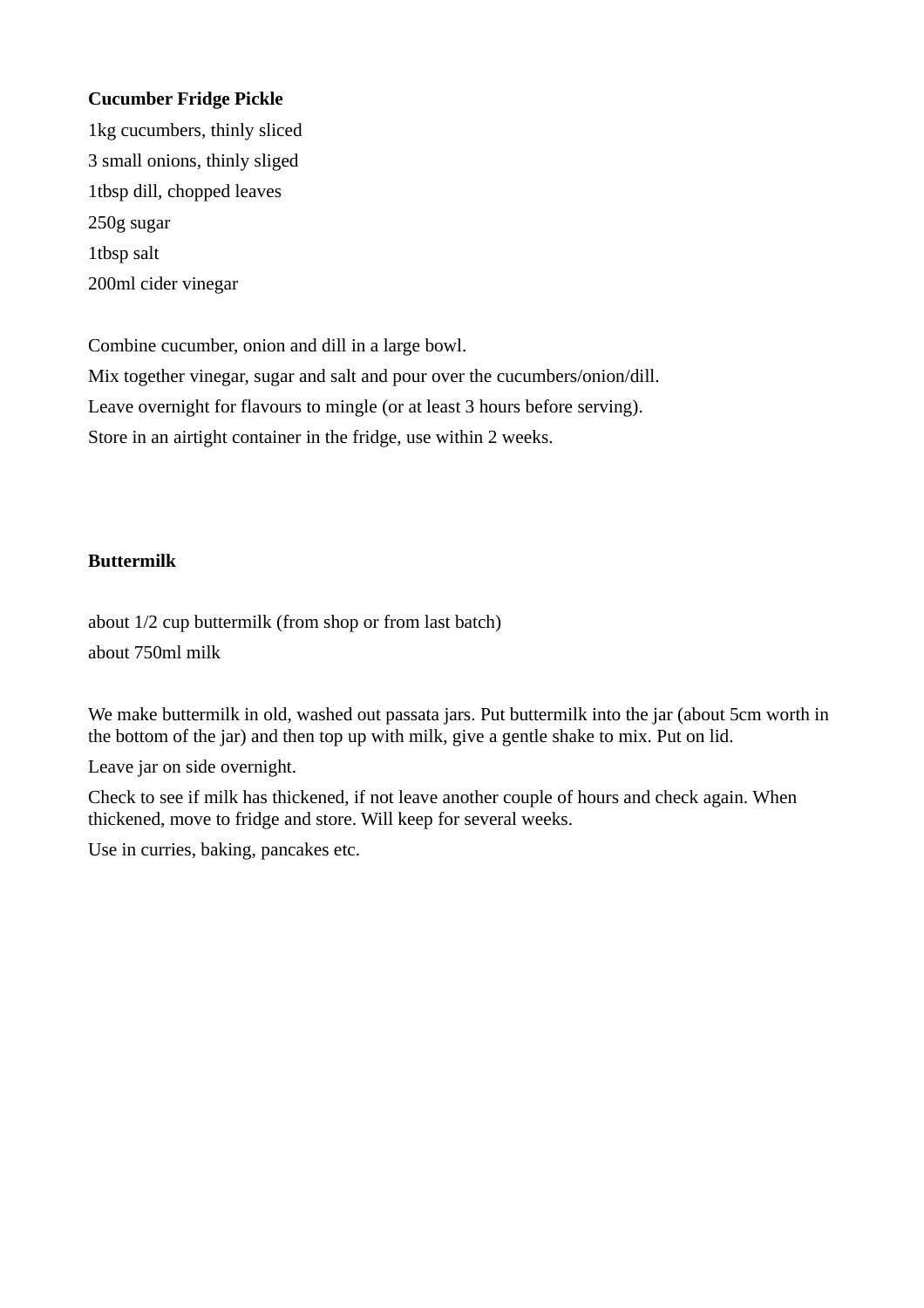**Cucumber Fridge Pickle**

1kg cucumbers, thinly sliced

3 small onions, thinly sliged

1tbsp dill, chopped leaves

250g sugar

1tbsp salt

200ml cider vinegar

Combine cucumber, onion and dill in a large bowl.

Mix together vinegar, sugar and salt and pour over the cucumbers/onion/dill.

Leave overnight for flavours to mingle (or at least 3 hours before serving).

Store in an airtight container in the fridge, use within 2 weeks.

**Buttermilk**

about 1/2 cup buttermilk (from shop or from last batch)

about 750ml milk

We make buttermilk in old, washed out passata jars. Put buttermilk into the jar (about 5cm worth in the bottom of the jar) and then top up with milk, give a gentle shake to mix. Put on lid.

Leave jar on side overnight.

Check to see if milk has thickened, if not leave another couple of hours and check again. When thickened, move to fridge and store. Will keep for several weeks.

Use in curries, baking, pancakes etc.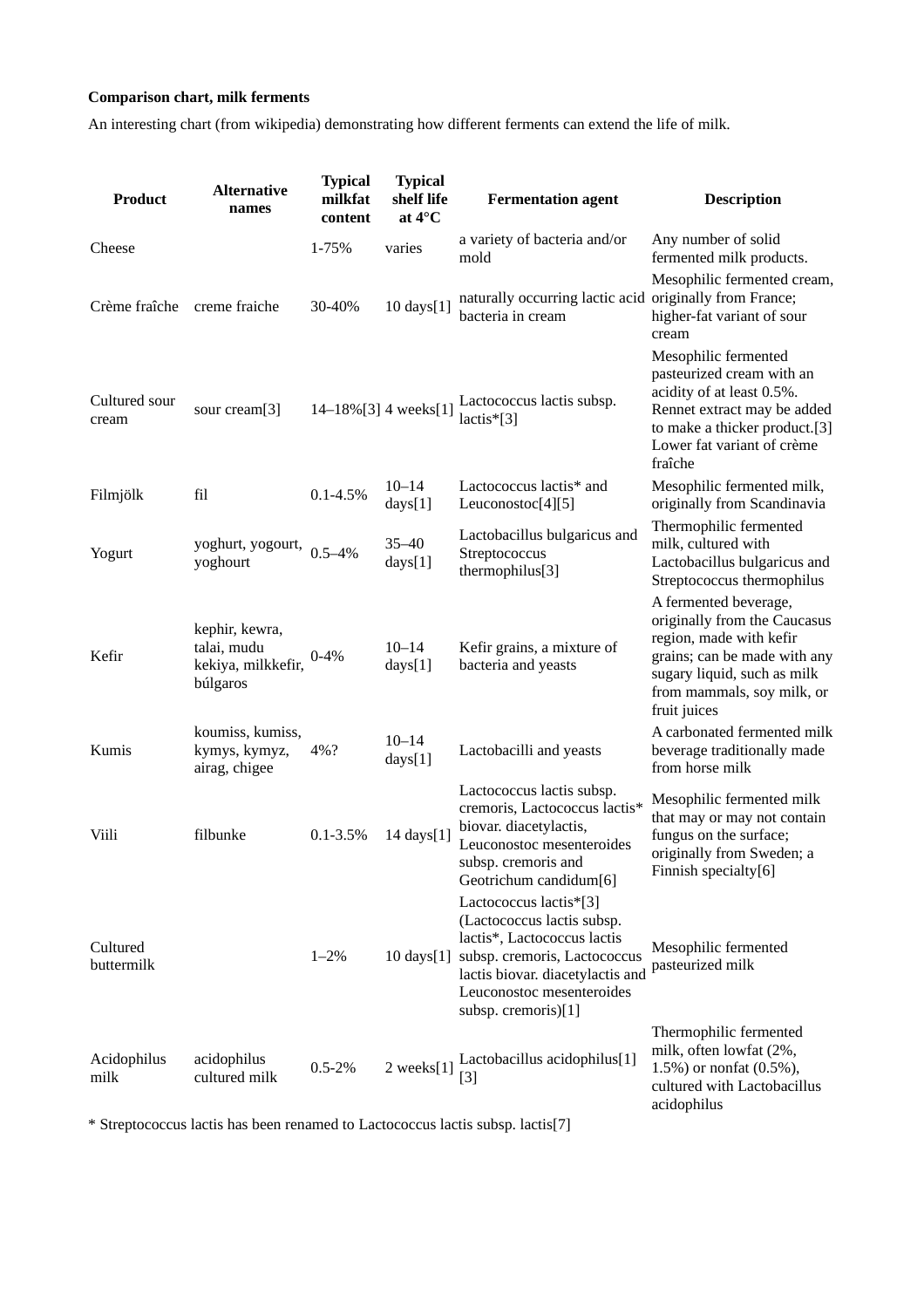**Comparison chart, milk ferments**

An interesting chart (from wikipedia) demonstrating how different ferments can extend the life of milk.

| Product | Alternative names | Typical milkfat content | Typical shelf life at 4°C | Fermentation agent | Description |
|---|---|---|---|---|---|
| Cheese | | 1-75% | varies | a variety of bacteria and/or mold | Any number of solid fermented milk products. |
| Crème fraîche | creme fraiche | 30-40% | 10 days[1] | naturally occurring lactic acid bacteria in cream | Mesophilic fermented cream, originally from France; higher-fat variant of sour cream |
| Cultured sour cream | sour cream[3] | 14–18%[3] | 4 weeks[1] | Lactococcus lactis subsp. lactis*[3] | Mesophilic fermented pasteurized cream with an acidity of at least 0.5%. Rennet extract may be added to make a thicker product.[3] Lower fat variant of crème fraîche |
| Filmjölk | fil | 0.1-4.5% | 10–14 days[1] | Lactococcus lactis* and Leuconostoc[4][5] | Mesophilic fermented milk, originally from Scandinavia |
| Yogurt | yoghurt, yogourt, yoghourt | 0.5–4% | 35–40 days[1] | Lactobacillus bulgaricus and Streptococcus thermophilus[3] | Thermophilic fermented milk, cultured with Lactobacillus bulgaricus and Streptococcus thermophilus |
| Kefir | kephir, kewra, talai, mudu kekiya, milkkefir, búlgaros | 0-4% | 10–14 days[1] | Kefir grains, a mixture of bacteria and yeasts | A fermented beverage, originally from the Caucasus region, made with kefir grains; can be made with any sugary liquid, such as milk from mammals, soy milk, or fruit juices |
| Kumis | koumiss, kumiss, kymys, kymyz, airag, chigee | 4%? | 10–14 days[1] | Lactobacilli and yeasts | A carbonated fermented milk beverage traditionally made from horse milk |
| Viili | filbunke | 0.1-3.5% | 14 days[1] | Lactococcus lactis subsp. cremoris, Lactococcus lactis* biovar. diacetylactis, Leuconostoc mesenteroides subsp. cremoris and Geotrichum candidum[6] | Mesophilic fermented milk that may or may not contain fungus on the surface; originally from Sweden; a Finnish specialty[6] |
| Cultured buttermilk | | 1–2% | 10 days[1] | Lactococcus lactis*[3] (Lactococcus lactis subsp. lactis*, Lactococcus lactis subsp. cremoris, Lactococcus lactis biovar. diacetylactis and Leuconostoc mesenteroides subsp. cremoris)[1] | Mesophilic fermented pasteurized milk |
| Acidophilus milk | acidophilus cultured milk | 0.5-2% | 2 weeks[1] | Lactobacillus acidophilus[1][3] | Thermophilic fermented milk, often lowfat (2%, 1.5%) or nonfat (0.5%), cultured with Lactobacillus acidophilus |

* Streptococcus lactis has been renamed to Lactococcus lactis subsp. lactis[7]